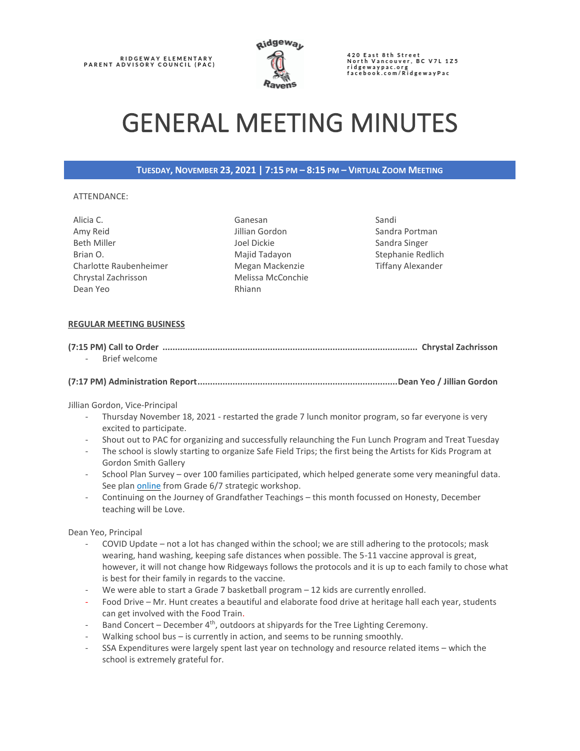RIDGEWAY ELEMENTARY
PARENT ADVISORY COUNCIL (PAC)

420 East 8th Street
North Vancouver, BC V7L 1Z5
ridgewaypac.org
facebook.com/RidgewayPac

# GENERAL MEETING MINUTES

**TUESDAY, NOVEMBER 23, 2021 | 7:15 PM – 8:15 PM – VIRTUAL ZOOM MEETING**

ATTENDANCE:

Alicia C.
Amy Reid
Beth Miller
Brian O.
Charlotte Raubenheimer
Chrystal Zachrisson
Dean Yeo
Ganesan
Jillian Gordon
Joel Dickie
Majid Tadayon
Megan Mackenzie
Melissa McConchie
Rhiann
Sandi
Sandra Portman
Sandra Singer
Stephanie Redlich
Tiffany Alexander

**REGULAR MEETING BUSINESS**

**(7:15 PM) Call to Order ........................................................................................ Chrystal Zachrisson**

- Brief welcome

**(7:17 PM) Administration Report.............................................................................Dean Yeo / Jillian Gordon**

Jillian Gordon, Vice-Principal

- Thursday November 18, 2021 - restarted the grade 7 lunch monitor program, so far everyone is very excited to participate.
- Shout out to PAC for organizing and successfully relaunching the Fun Lunch Program and Treat Tuesday
- The school is slowly starting to organize Safe Field Trips; the first being the Artists for Kids Program at Gordon Smith Gallery
- School Plan Survey – over 100 families participated, which helped generate some very meaningful data. See plan online from Grade 6/7 strategic workshop.
- Continuing on the Journey of Grandfather Teachings – this month focussed on Honesty, December teaching will be Love.

Dean Yeo, Principal

- COVID Update – not a lot has changed within the school; we are still adhering to the protocols; mask wearing, hand washing, keeping safe distances when possible. The 5-11 vaccine approval is great, however, it will not change how Ridgeways follows the protocols and it is up to each family to chose what is best for their family in regards to the vaccine.
- We were able to start a Grade 7 basketball program – 12 kids are currently enrolled.
- Food Drive – Mr. Hunt creates a beautiful and elaborate food drive at heritage hall each year, students can get involved with the Food Train.
- Band Concert – December 4th, outdoors at shipyards for the Tree Lighting Ceremony.
- Walking school bus – is currently in action, and seems to be running smoothly.
- SSA Expenditures were largely spent last year on technology and resource related items – which the school is extremely grateful for.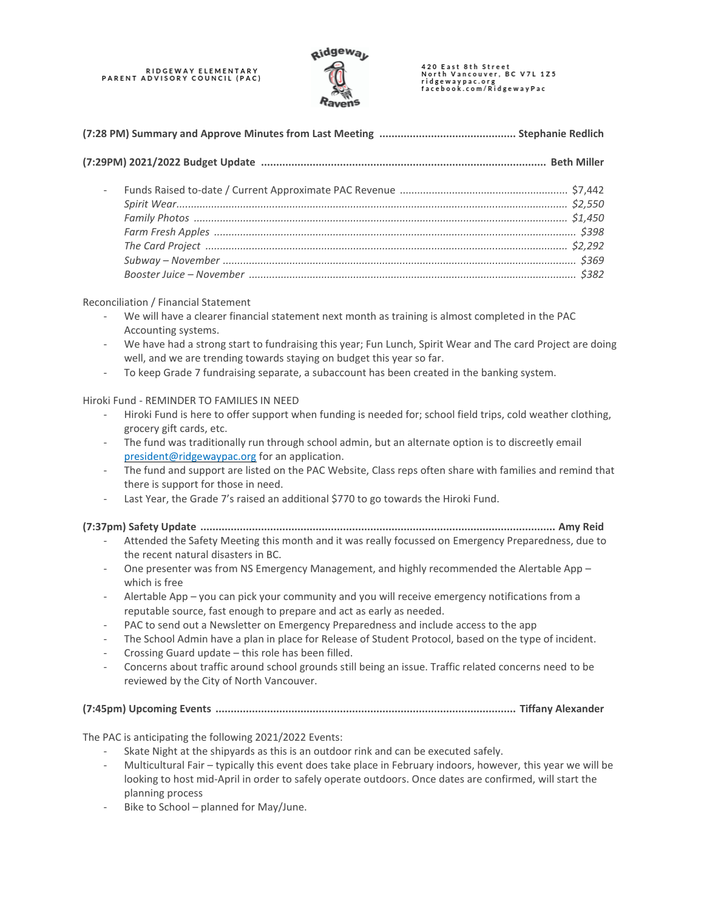RIDGEWAY ELEMENTARY
PARENT ADVISORY COUNCIL (PAC)

420 East 8th Street
North Vancouver, BC V7L 1Z5
ridgewaypac.org
facebook.com/RidgewayPac

**(7:28 PM) Summary and Approve Minutes from Last Meeting ............................................ Stephanie Redlich**

**(7:29PM) 2021/2022 Budget Update ............................................................................................ Beth Miller**

- Funds Raised to-date / Current Approximate PAC Revenue ......................................................... $7,442
  *Spirit Wear* ......................................................................................................................... *$2,550*
  *Family Photos* ..................................................................................................................... *$1,450*
  *Farm Fresh Apples* ............................................................................................................... *$398*
  *The Card Project* ................................................................................................................. *$2,292*
  *Subway – November* ............................................................................................................ *$369*
  *Booster Juice – November* .................................................................................................... *$382*

Reconciliation / Financial Statement

- We will have a clearer financial statement next month as training is almost completed in the PAC Accounting systems.
- We have had a strong start to fundraising this year; Fun Lunch, Spirit Wear and The card Project are doing well, and we are trending towards staying on budget this year so far.
- To keep Grade 7 fundraising separate, a subaccount has been created in the banking system.

Hiroki Fund - REMINDER TO FAMILIES IN NEED

- Hiroki Fund is here to offer support when funding is needed for; school field trips, cold weather clothing, grocery gift cards, etc.
- The fund was traditionally run through school admin, but an alternate option is to discreetly email president@ridgewaypac.org for an application.
- The fund and support are listed on the PAC Website, Class reps often share with families and remind that there is support for those in need.
- Last Year, the Grade 7's raised an additional $770 to go towards the Hiroki Fund.

**(7:37pm) Safety Update ................................................................................................................... Amy Reid**

- Attended the Safety Meeting this month and it was really focussed on Emergency Preparedness, due to the recent natural disasters in BC.
- One presenter was from NS Emergency Management, and highly recommended the Alertable App – which is free
- Alertable App – you can pick your community and you will receive emergency notifications from a reputable source, fast enough to prepare and act as early as needed.
- PAC to send out a Newsletter on Emergency Preparedness and include access to the app
- The School Admin have a plan in place for Release of Student Protocol, based on the type of incident.
- Crossing Guard update – this role has been filled.
- Concerns about traffic around school grounds still being an issue. Traffic related concerns need to be reviewed by the City of North Vancouver.

**(7:45pm) Upcoming Events ................................................................................................. Tiffany Alexander**

The PAC is anticipating the following 2021/2022 Events:

- Skate Night at the shipyards as this is an outdoor rink and can be executed safely.
- Multicultural Fair – typically this event does take place in February indoors, however, this year we will be looking to host mid-April in order to safely operate outdoors. Once dates are confirmed, will start the planning process
- Bike to School – planned for May/June.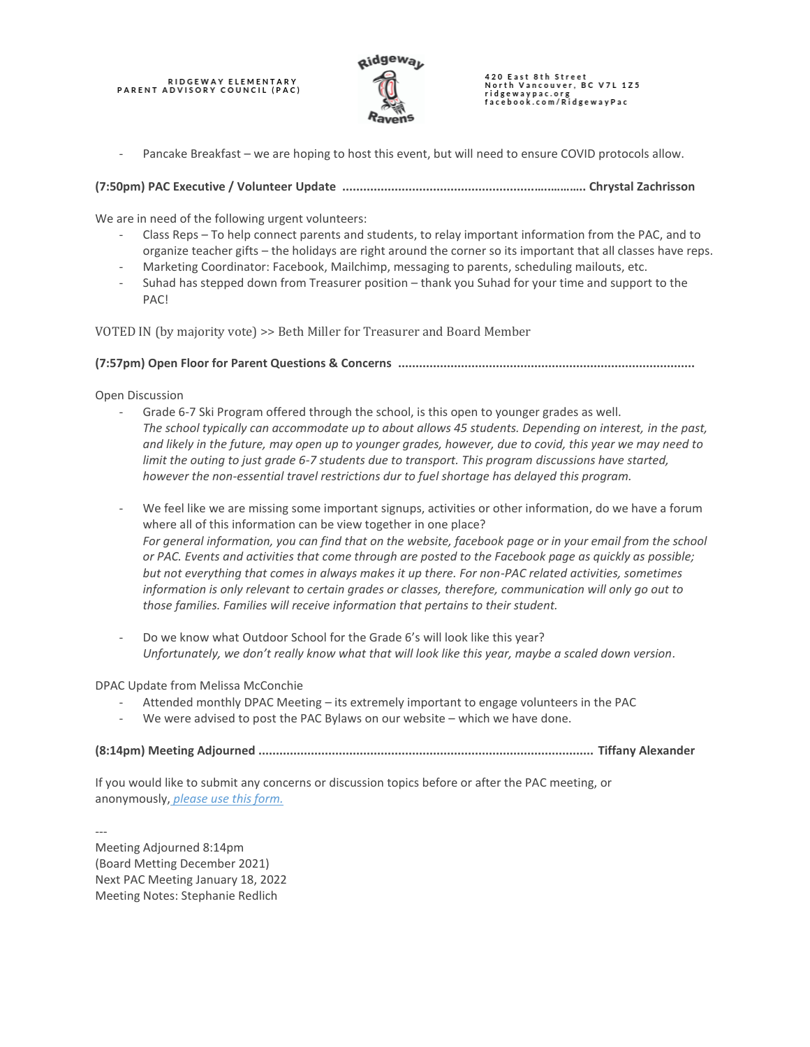- Pancake Breakfast – we are hoping to host this event, but will need to ensure COVID protocols allow.

**(7:50pm) PAC Executive / Volunteer Update ....................................................................... Chrystal Zachrisson**

We are in need of the following urgent volunteers:

- Class Reps – To help connect parents and students, to relay important information from the PAC, and to organize teacher gifts – the holidays are right around the corner so its important that all classes have reps.
- Marketing Coordinator: Facebook, Mailchimp, messaging to parents, scheduling mailouts, etc.
- Suhad has stepped down from Treasurer position – thank you Suhad for your time and support to the PAC!

VOTED IN (by majority vote) >> Beth Miller for Treasurer and Board Member

**(7:57pm) Open Floor for Parent Questions & Concerns ....................................................................................**

Open Discussion

- Grade 6-7 Ski Program offered through the school, is this open to younger grades as well.
  *The school typically can accommodate up to about allows 45 students. Depending on interest, in the past, and likely in the future, may open up to younger grades, however, due to covid, this year we may need to limit the outing to just grade 6-7 students due to transport. This program discussions have started, however the non-essential travel restrictions dur to fuel shortage has delayed this program.*

- We feel like we are missing some important signups, activities or other information, do we have a forum where all of this information can be view together in one place?
  *For general information, you can find that on the website, facebook page or in your email from the school or PAC. Events and activities that come through are posted to the Facebook page as quickly as possible; but not everything that comes in always makes it up there. For non-PAC related activities, sometimes information is only relevant to certain grades or classes, therefore, communication will only go out to those families. Families will receive information that pertains to their student.*

- Do we know what Outdoor School for the Grade 6's will look like this year?
  *Unfortunately, we don't really know what that will look like this year, maybe a scaled down version*.

DPAC Update from Melissa McConchie

- Attended monthly DPAC Meeting – its extremely important to engage volunteers in the PAC
- We were advised to post the PAC Bylaws on our website – which we have done.

**(8:14pm) Meeting Adjourned ............................................................................................. Tiffany Alexander**

If you would like to submit any concerns or discussion topics before or after the PAC meeting, or anonymously, *please use this form.*

---

Meeting Adjourned 8:14pm
(Board Metting December 2021)
Next PAC Meeting January 18, 2022
Meeting Notes: Stephanie Redlich